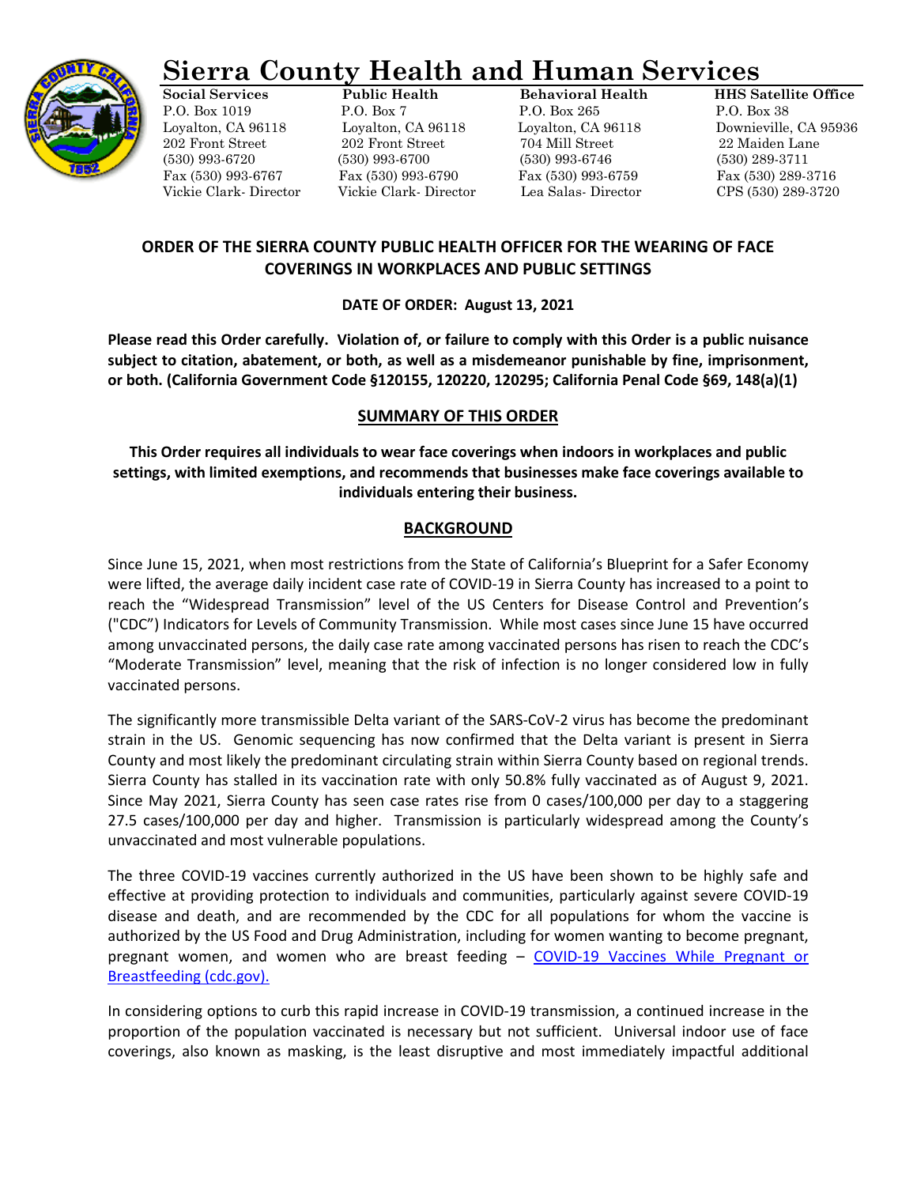# Sierra County Health and Human Services

| Social Services | Public Health | Behavioral Health | HHS Satellite Office |
|---|---|---|---|
| P.O. Box 1019 | P.O. Box 7 | P.O. Box 265 | P.O. Box 38 |
| Loyalton, CA 96118 | Loyalton, CA 96118 | Loyalton, CA 96118 | Downieville, CA 95936 |
| 202 Front Street | 202 Front Street | 704 Mill Street | 22 Maiden Lane |
| (530) 993-6720 | (530) 993-6700 | (530) 993-6746 | (530) 289-3711 |
| Fax (530) 993-6767 | Fax (530) 993-6790 | Fax (530) 993-6759 | Fax (530) 289-3716 |
| Vickie Clark- Director | Vickie Clark- Director | Lea Salas- Director | CPS (530) 289-3720 |

## ORDER OF THE SIERRA COUNTY PUBLIC HEALTH OFFICER FOR THE WEARING OF FACE COVERINGS IN WORKPLACES AND PUBLIC SETTINGS

**DATE OF ORDER: August 13, 2021**

**Please read this Order carefully. Violation of, or failure to comply with this Order is a public nuisance subject to citation, abatement, or both, as well as a misdemeanor punishable by fine, imprisonment, or both. (California Government Code §120155, 120220, 120295; California Penal Code §69, 148(a)(1)**

## SUMMARY OF THIS ORDER

**This Order requires all individuals to wear face coverings when indoors in workplaces and public settings, with limited exemptions, and recommends that businesses make face coverings available to individuals entering their business.**

## BACKGROUND

Since June 15, 2021, when most restrictions from the State of California's Blueprint for a Safer Economy were lifted, the average daily incident case rate of COVID-19 in Sierra County has increased to a point to reach the "Widespread Transmission" level of the US Centers for Disease Control and Prevention's ("CDC") Indicators for Levels of Community Transmission. While most cases since June 15 have occurred among unvaccinated persons, the daily case rate among vaccinated persons has risen to reach the CDC's "Moderate Transmission" level, meaning that the risk of infection is no longer considered low in fully vaccinated persons.

The significantly more transmissible Delta variant of the SARS-CoV-2 virus has become the predominant strain in the US. Genomic sequencing has now confirmed that the Delta variant is present in Sierra County and most likely the predominant circulating strain within Sierra County based on regional trends. Sierra County has stalled in its vaccination rate with only 50.8% fully vaccinated as of August 9, 2021. Since May 2021, Sierra County has seen case rates rise from 0 cases/100,000 per day to a staggering 27.5 cases/100,000 per day and higher. Transmission is particularly widespread among the County's unvaccinated and most vulnerable populations.

The three COVID-19 vaccines currently authorized in the US have been shown to be highly safe and effective at providing protection to individuals and communities, particularly against severe COVID-19 disease and death, and are recommended by the CDC for all populations for whom the vaccine is authorized by the US Food and Drug Administration, including for women wanting to become pregnant, pregnant women, and women who are breast feeding – [COVID-19 Vaccines While Pregnant or Breastfeeding (cdc.gov).](https://www.cdc.gov)

In considering options to curb this rapid increase in COVID-19 transmission, a continued increase in the proportion of the population vaccinated is necessary but not sufficient. Universal indoor use of face coverings, also known as masking, is the least disruptive and most immediately impactful additional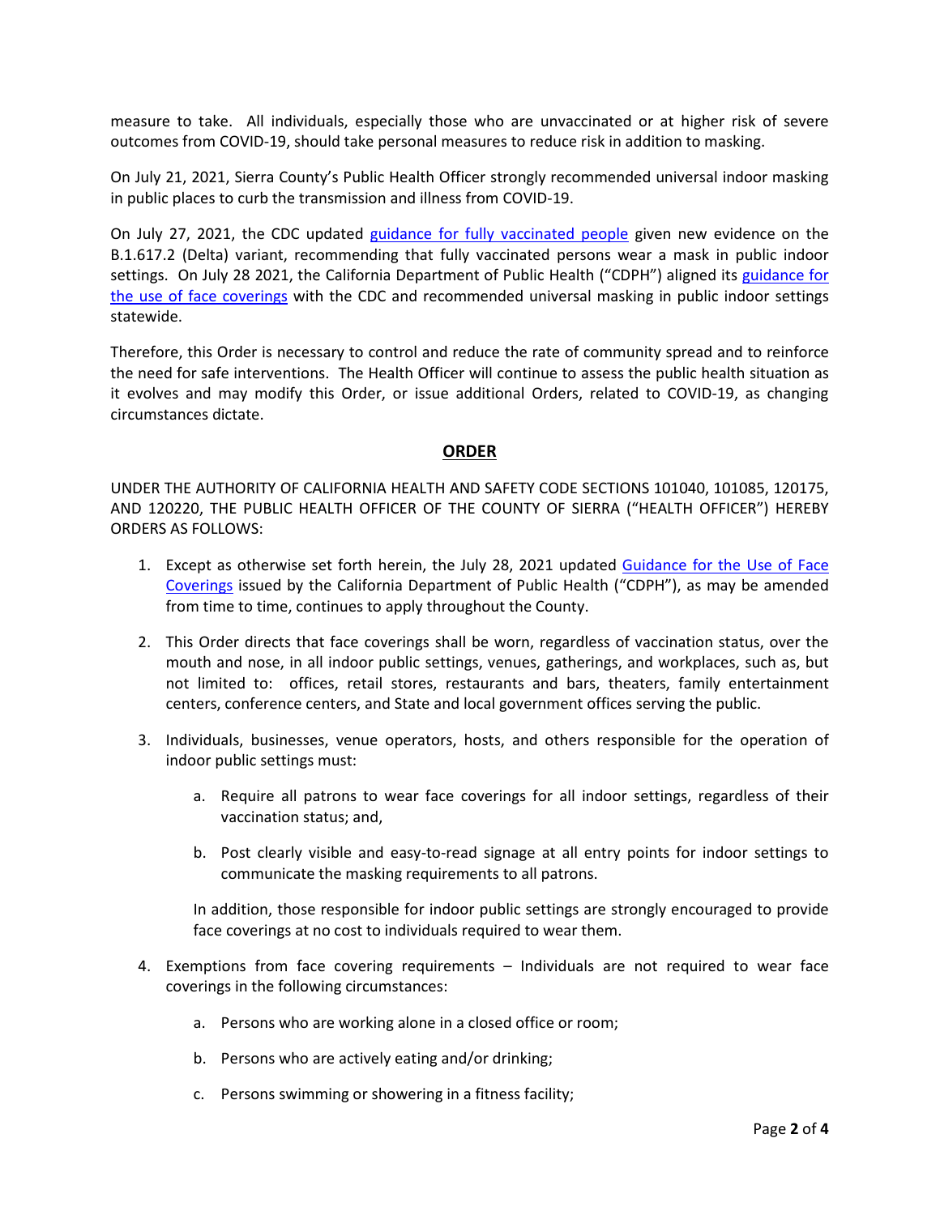measure to take. All individuals, especially those who are unvaccinated or at higher risk of severe outcomes from COVID-19, should take personal measures to reduce risk in addition to masking.

On July 21, 2021, Sierra County's Public Health Officer strongly recommended universal indoor masking in public places to curb the transmission and illness from COVID-19.

On July 27, 2021, the CDC updated [guidance for fully vaccinated people]() given new evidence on the B.1.617.2 (Delta) variant, recommending that fully vaccinated persons wear a mask in public indoor settings. On July 28 2021, the California Department of Public Health ("CDPH") aligned its [guidance for the use of face coverings]() with the CDC and recommended universal masking in public indoor settings statewide.

Therefore, this Order is necessary to control and reduce the rate of community spread and to reinforce the need for safe interventions. The Health Officer will continue to assess the public health situation as it evolves and may modify this Order, or issue additional Orders, related to COVID-19, as changing circumstances dictate.

## ORDER

UNDER THE AUTHORITY OF CALIFORNIA HEALTH AND SAFETY CODE SECTIONS 101040, 101085, 120175, AND 120220, THE PUBLIC HEALTH OFFICER OF THE COUNTY OF SIERRA ("HEALTH OFFICER") HEREBY ORDERS AS FOLLOWS:

1. Except as otherwise set forth herein, the July 28, 2021 updated [Guidance for the Use of Face Coverings]() issued by the California Department of Public Health ("CDPH"), as may be amended from time to time, continues to apply throughout the County.

2. This Order directs that face coverings shall be worn, regardless of vaccination status, over the mouth and nose, in all indoor public settings, venues, gatherings, and workplaces, such as, but not limited to: offices, retail stores, restaurants and bars, theaters, family entertainment centers, conference centers, and State and local government offices serving the public.

3. Individuals, businesses, venue operators, hosts, and others responsible for the operation of indoor public settings must:

   a. Require all patrons to wear face coverings for all indoor settings, regardless of their vaccination status; and,

   b. Post clearly visible and easy-to-read signage at all entry points for indoor settings to communicate the masking requirements to all patrons.

   In addition, those responsible for indoor public settings are strongly encouraged to provide face coverings at no cost to individuals required to wear them.

4. Exemptions from face covering requirements – Individuals are not required to wear face coverings in the following circumstances:

   a. Persons who are working alone in a closed office or room;

   b. Persons who are actively eating and/or drinking;

   c. Persons swimming or showering in a fitness facility;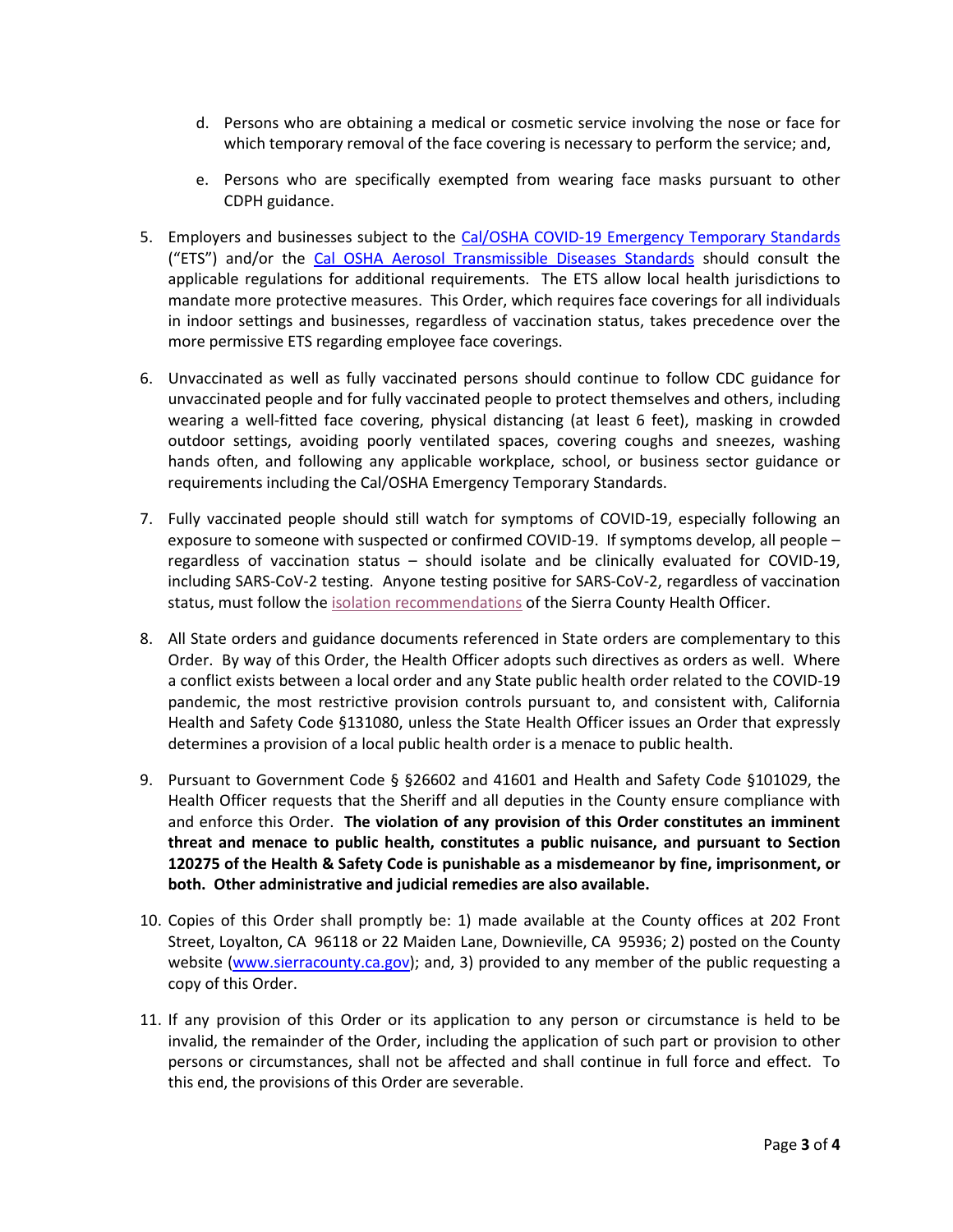d. Persons who are obtaining a medical or cosmetic service involving the nose or face for which temporary removal of the face covering is necessary to perform the service; and,

   e. Persons who are specifically exempted from wearing face masks pursuant to other CDPH guidance.

5. Employers and businesses subject to the Cal/OSHA COVID-19 Emergency Temporary Standards ("ETS") and/or the Cal OSHA Aerosol Transmissible Diseases Standards should consult the applicable regulations for additional requirements. The ETS allow local health jurisdictions to mandate more protective measures. This Order, which requires face coverings for all individuals in indoor settings and businesses, regardless of vaccination status, takes precedence over the more permissive ETS regarding employee face coverings.

6. Unvaccinated as well as fully vaccinated persons should continue to follow CDC guidance for unvaccinated people and for fully vaccinated people to protect themselves and others, including wearing a well-fitted face covering, physical distancing (at least 6 feet), masking in crowded outdoor settings, avoiding poorly ventilated spaces, covering coughs and sneezes, washing hands often, and following any applicable workplace, school, or business sector guidance or requirements including the Cal/OSHA Emergency Temporary Standards.

7. Fully vaccinated people should still watch for symptoms of COVID-19, especially following an exposure to someone with suspected or confirmed COVID-19. If symptoms develop, all people – regardless of vaccination status – should isolate and be clinically evaluated for COVID-19, including SARS-CoV-2 testing. Anyone testing positive for SARS-CoV-2, regardless of vaccination status, must follow the isolation recommendations of the Sierra County Health Officer.

8. All State orders and guidance documents referenced in State orders are complementary to this Order. By way of this Order, the Health Officer adopts such directives as orders as well. Where a conflict exists between a local order and any State public health order related to the COVID-19 pandemic, the most restrictive provision controls pursuant to, and consistent with, California Health and Safety Code §131080, unless the State Health Officer issues an Order that expressly determines a provision of a local public health order is a menace to public health.

9. Pursuant to Government Code § §26602 and 41601 and Health and Safety Code §101029, the Health Officer requests that the Sheriff and all deputies in the County ensure compliance with and enforce this Order. **The violation of any provision of this Order constitutes an imminent threat and menace to public health, constitutes a public nuisance, and pursuant to Section 120275 of the Health & Safety Code is punishable as a misdemeanor by fine, imprisonment, or both. Other administrative and judicial remedies are also available.**

10. Copies of this Order shall promptly be: 1) made available at the County offices at 202 Front Street, Loyalton, CA 96118 or 22 Maiden Lane, Downieville, CA 95936; 2) posted on the County website (www.sierracounty.ca.gov); and, 3) provided to any member of the public requesting a copy of this Order.

11. If any provision of this Order or its application to any person or circumstance is held to be invalid, the remainder of the Order, including the application of such part or provision to other persons or circumstances, shall not be affected and shall continue in full force and effect. To this end, the provisions of this Order are severable.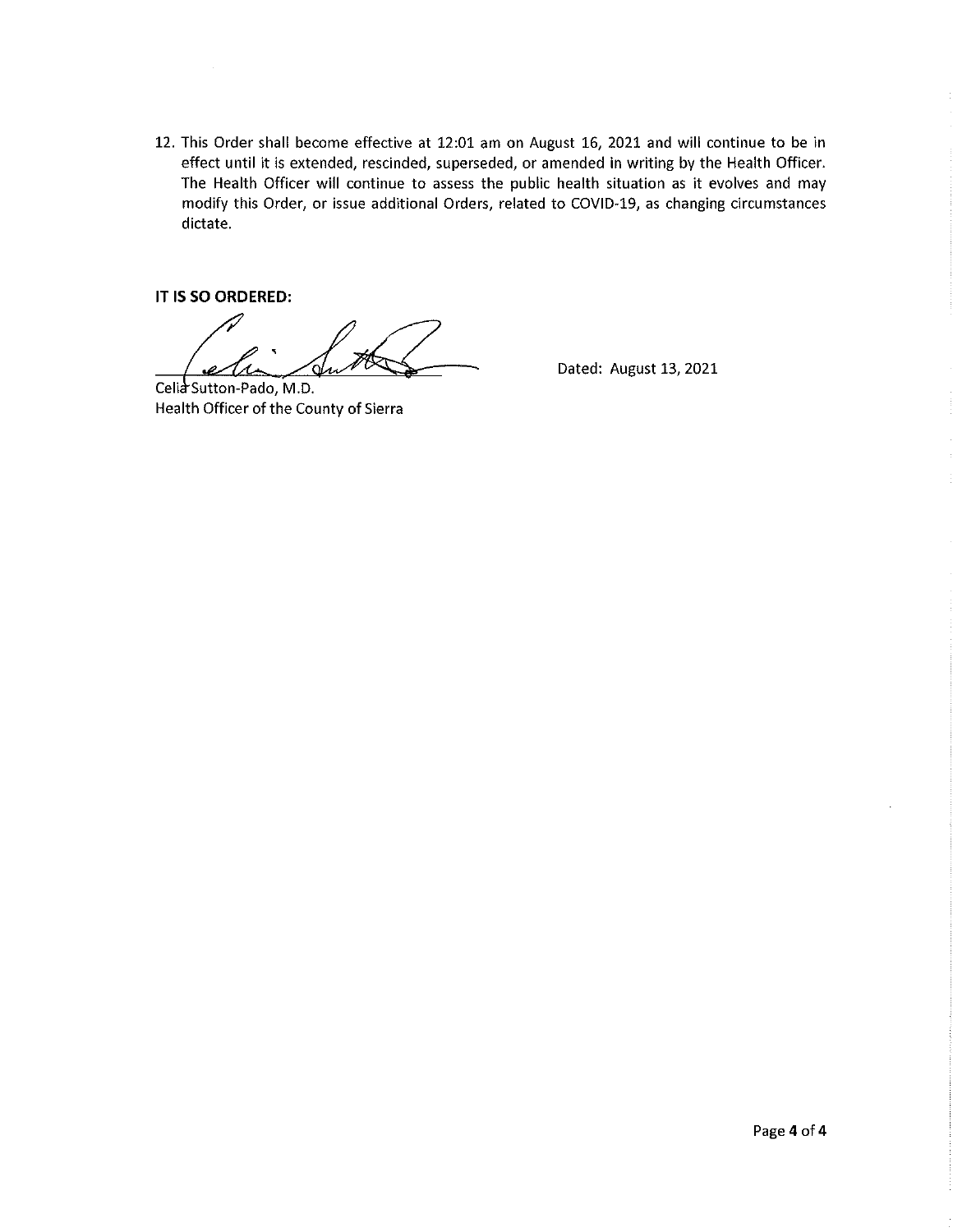12. This Order shall become effective at 12:01 am on August 16, 2021 and will continue to be in effect until it is extended, rescinded, superseded, or amended in writing by the Health Officer. The Health Officer will continue to assess the public health situation as it evolves and may modify this Order, or issue additional Orders, related to COVID-19, as changing circumstances dictate.

**IT IS SO ORDERED:**

Celia Sutton-Pado, M.D.
Health Officer of the County of Sierra

Dated: August 13, 2021